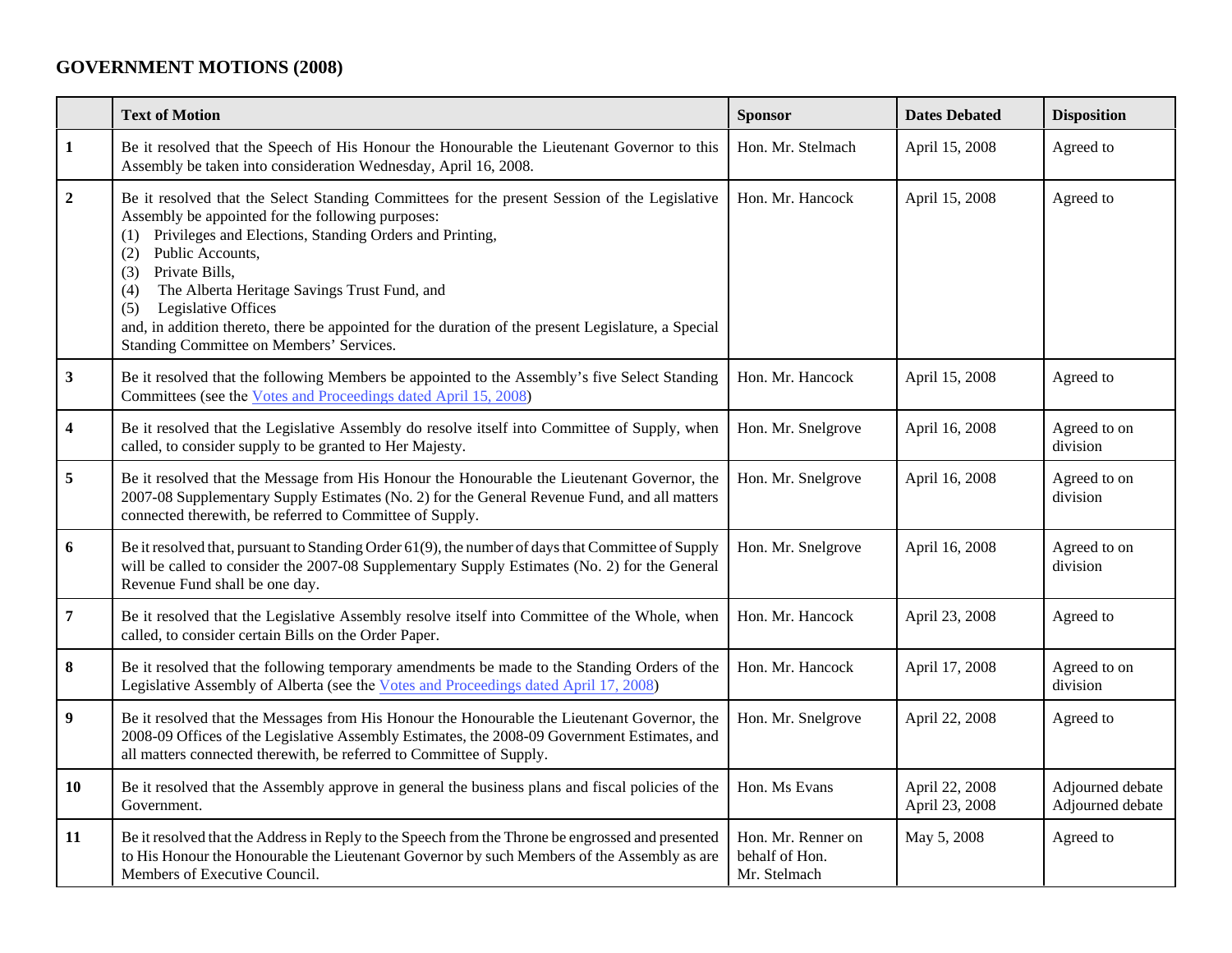# GOVERNMENT MOTIONS (2008)

| | Text of Motion | Sponsor | Dates Debated | Disposition |
|---|---|---|---|---|
| **1** | Be it resolved that the Speech of His Honour the Honourable the Lieutenant Governor to this Assembly be taken into consideration Wednesday, April 16, 2008. | Hon. Mr. Stelmach | April 15, 2008 | Agreed to |
| **2** | Be it resolved that the Select Standing Committees for the present Session of the Legislative Assembly be appointed for the following purposes:<br>(1) Privileges and Elections, Standing Orders and Printing,<br>(2) Public Accounts,<br>(3) Private Bills,<br>(4) The Alberta Heritage Savings Trust Fund, and<br>(5) Legislative Offices<br>and, in addition thereto, there be appointed for the duration of the present Legislature, a Special Standing Committee on Members' Services. | Hon. Mr. Hancock | April 15, 2008 | Agreed to |
| **3** | Be it resolved that the following Members be appointed to the Assembly's five Select Standing Committees (see the Votes and Proceedings dated April 15, 2008) | Hon. Mr. Hancock | April 15, 2008 | Agreed to |
| **4** | Be it resolved that the Legislative Assembly do resolve itself into Committee of Supply, when called, to consider supply to be granted to Her Majesty. | Hon. Mr. Snelgrove | April 16, 2008 | Agreed to on division |
| **5** | Be it resolved that the Message from His Honour the Honourable the Lieutenant Governor, the 2007-08 Supplementary Supply Estimates (No. 2) for the General Revenue Fund, and all matters connected therewith, be referred to Committee of Supply. | Hon. Mr. Snelgrove | April 16, 2008 | Agreed to on division |
| **6** | Be it resolved that, pursuant to Standing Order 61(9), the number of days that Committee of Supply will be called to consider the 2007-08 Supplementary Supply Estimates (No. 2) for the General Revenue Fund shall be one day. | Hon. Mr. Snelgrove | April 16, 2008 | Agreed to on division |
| **7** | Be it resolved that the Legislative Assembly resolve itself into Committee of the Whole, when called, to consider certain Bills on the Order Paper. | Hon. Mr. Hancock | April 23, 2008 | Agreed to |
| **8** | Be it resolved that the following temporary amendments be made to the Standing Orders of the Legislative Assembly of Alberta (see the Votes and Proceedings dated April 17, 2008) | Hon. Mr. Hancock | April 17, 2008 | Agreed to on division |
| **9** | Be it resolved that the Messages from His Honour the Honourable the Lieutenant Governor, the 2008-09 Offices of the Legislative Assembly Estimates, the 2008-09 Government Estimates, and all matters connected therewith, be referred to Committee of Supply. | Hon. Mr. Snelgrove | April 22, 2008 | Agreed to |
| **10** | Be it resolved that the Assembly approve in general the business plans and fiscal policies of the Government. | Hon. Ms Evans | April 22, 2008<br>April 23, 2008 | Adjourned debate<br>Adjourned debate |
| **11** | Be it resolved that the Address in Reply to the Speech from the Throne be engrossed and presented to His Honour the Honourable the Lieutenant Governor by such Members of the Assembly as are Members of Executive Council. | Hon. Mr. Renner on behalf of Hon. Mr. Stelmach | May 5, 2008 | Agreed to |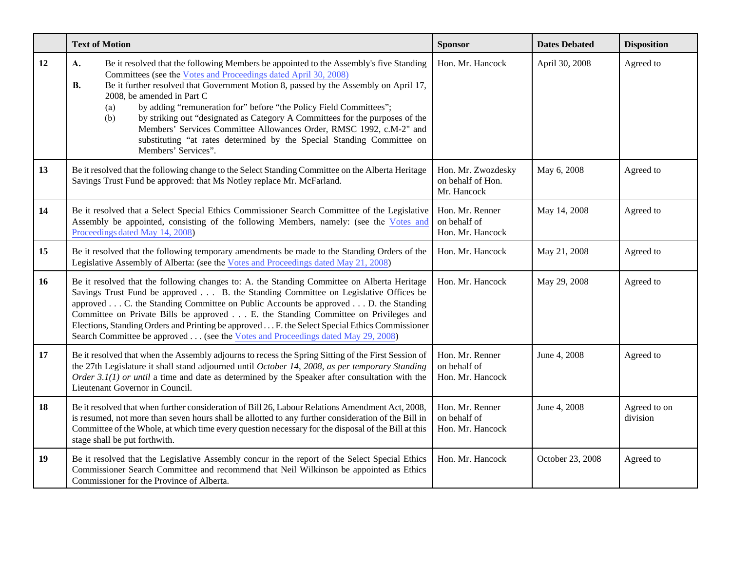| | Text of Motion | Sponsor | Dates Debated | Disposition |
|---|---|---|---|---|
| 12 | **A.** Be it resolved that the following Members be appointed to the Assembly's five Standing Committees (see the Votes and Proceedings dated April 30, 2008) **B.** Be it further resolved that Government Motion 8, passed by the Assembly on April 17, 2008, be amended in Part C (a) by adding "remuneration for" before "the Policy Field Committees"; (b) by striking out "designated as Category A Committees for the purposes of the Members' Services Committee Allowances Order, RMSC 1992, c.M-2" and substituting "at rates determined by the Special Standing Committee on Members' Services". | Hon. Mr. Hancock | April 30, 2008 | Agreed to |
| 13 | Be it resolved that the following change to the Select Standing Committee on the Alberta Heritage Savings Trust Fund be approved: that Ms Notley replace Mr. McFarland. | Hon. Mr. Zwozdesky on behalf of Hon. Mr. Hancock | May 6, 2008 | Agreed to |
| 14 | Be it resolved that a Select Special Ethics Commissioner Search Committee of the Legislative Assembly be appointed, consisting of the following Members, namely: (see the Votes and Proceedings dated May 14, 2008) | Hon. Mr. Renner on behalf of Hon. Mr. Hancock | May 14, 2008 | Agreed to |
| 15 | Be it resolved that the following temporary amendments be made to the Standing Orders of the Legislative Assembly of Alberta: (see the Votes and Proceedings dated May 21, 2008) | Hon. Mr. Hancock | May 21, 2008 | Agreed to |
| 16 | Be it resolved that the following changes to: A. the Standing Committee on Alberta Heritage Savings Trust Fund be approved . . . B. the Standing Committee on Legislative Offices be approved . . . C. the Standing Committee on Public Accounts be approved . . . D. the Standing Committee on Private Bills be approved . . . E. the Standing Committee on Privileges and Elections, Standing Orders and Printing be approved . . . F. the Select Special Ethics Commissioner Search Committee be approved . . . (see the Votes and Proceedings dated May 29, 2008) | Hon. Mr. Hancock | May 29, 2008 | Agreed to |
| 17 | Be it resolved that when the Assembly adjourns to recess the Spring Sitting of the First Session of the 27th Legislature it shall stand adjourned until *October 14, 2008, as per temporary Standing Order 3.1(1) or until* a time and date as determined by the Speaker after consultation with the Lieutenant Governor in Council. | Hon. Mr. Renner on behalf of Hon. Mr. Hancock | June 4, 2008 | Agreed to |
| 18 | Be it resolved that when further consideration of Bill 26, Labour Relations Amendment Act, 2008, is resumed, not more than seven hours shall be allotted to any further consideration of the Bill in Committee of the Whole, at which time every question necessary for the disposal of the Bill at this stage shall be put forthwith. | Hon. Mr. Renner on behalf of Hon. Mr. Hancock | June 4, 2008 | Agreed to on division |
| 19 | Be it resolved that the Legislative Assembly concur in the report of the Select Special Ethics Commissioner Search Committee and recommend that Neil Wilkinson be appointed as Ethics Commissioner for the Province of Alberta. | Hon. Mr. Hancock | October 23, 2008 | Agreed to |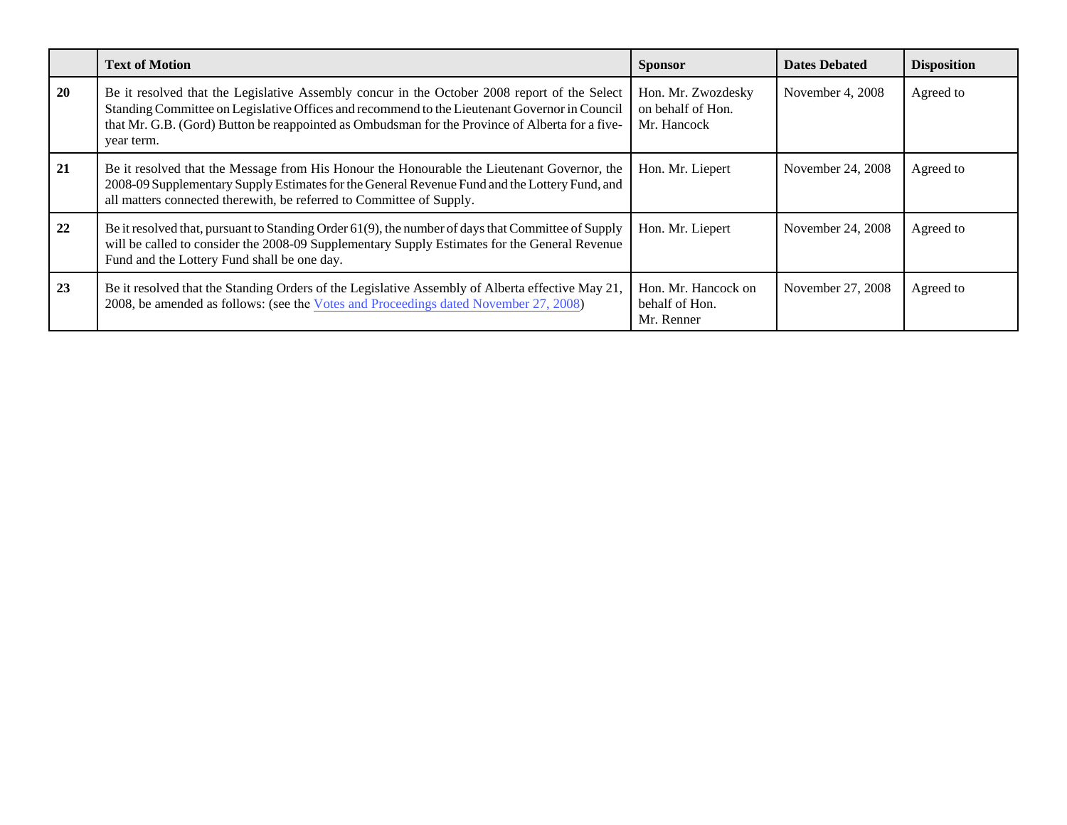| | Text of Motion | Sponsor | Dates Debated | Disposition |
|---|---|---|---|---|
| **20** | Be it resolved that the Legislative Assembly concur in the October 2008 report of the Select Standing Committee on Legislative Offices and recommend to the Lieutenant Governor in Council that Mr. G.B. (Gord) Button be reappointed as Ombudsman for the Province of Alberta for a five-year term. | Hon. Mr. Zwozdesky on behalf of Hon. Mr. Hancock | November 4, 2008 | Agreed to |
| **21** | Be it resolved that the Message from His Honour the Honourable the Lieutenant Governor, the 2008-09 Supplementary Supply Estimates for the General Revenue Fund and the Lottery Fund, and all matters connected therewith, be referred to Committee of Supply. | Hon. Mr. Liepert | November 24, 2008 | Agreed to |
| **22** | Be it resolved that, pursuant to Standing Order 61(9), the number of days that Committee of Supply will be called to consider the 2008-09 Supplementary Supply Estimates for the General Revenue Fund and the Lottery Fund shall be one day. | Hon. Mr. Liepert | November 24, 2008 | Agreed to |
| **23** | Be it resolved that the Standing Orders of the Legislative Assembly of Alberta effective May 21, 2008, be amended as follows: (see the Votes and Proceedings dated November 27, 2008) | Hon. Mr. Hancock on behalf of Hon. Mr. Renner | November 27, 2008 | Agreed to |